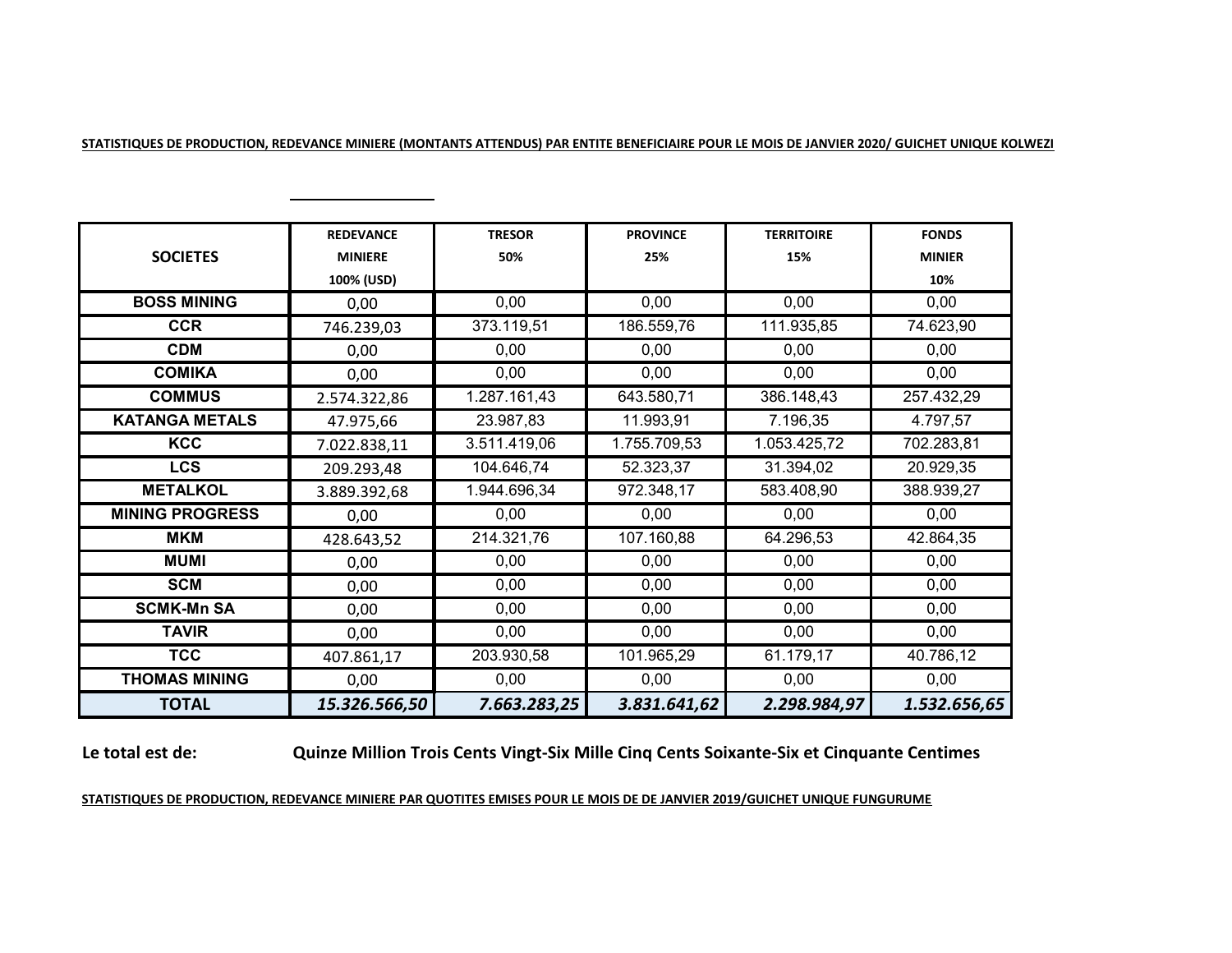**STATISTIQUES DE PRODUCTION, REDEVANCE MINIERE (MONTANTS ATTENDUS) PAR ENTITE BENEFICIAIRE POUR LE MOIS DE JANVIER 2020/ GUICHET UNIQUE KOLWEZI**

| SOCIETES | REDEVANCE MINIERE 100% (USD) | TRESOR 50% | PROVINCE 25% | TERRITOIRE 15% | FONDS MINIER 10% |
|---|---|---|---|---|---|
| BOSS MINING | 0,00 | 0,00 | 0,00 | 0,00 | 0,00 |
| CCR | 746.239,03 | 373.119,51 | 186.559,76 | 111.935,85 | 74.623,90 |
| CDM | 0,00 | 0,00 | 0,00 | 0,00 | 0,00 |
| COMIKA | 0,00 | 0,00 | 0,00 | 0,00 | 0,00 |
| COMMUS | 2.574.322,86 | 1.287.161,43 | 643.580,71 | 386.148,43 | 257.432,29 |
| KATANGA METALS | 47.975,66 | 23.987,83 | 11.993,91 | 7.196,35 | 4.797,57 |
| KCC | 7.022.838,11 | 3.511.419,06 | 1.755.709,53 | 1.053.425,72 | 702.283,81 |
| LCS | 209.293,48 | 104.646,74 | 52.323,37 | 31.394,02 | 20.929,35 |
| METALKOL | 3.889.392,68 | 1.944.696,34 | 972.348,17 | 583.408,90 | 388.939,27 |
| MINING PROGRESS | 0,00 | 0,00 | 0,00 | 0,00 | 0,00 |
| MKM | 428.643,52 | 214.321,76 | 107.160,88 | 64.296,53 | 42.864,35 |
| MUMI | 0,00 | 0,00 | 0,00 | 0,00 | 0,00 |
| SCM | 0,00 | 0,00 | 0,00 | 0,00 | 0,00 |
| SCMK-Mn SA | 0,00 | 0,00 | 0,00 | 0,00 | 0,00 |
| TAVIR | 0,00 | 0,00 | 0,00 | 0,00 | 0,00 |
| TCC | 407.861,17 | 203.930,58 | 101.965,29 | 61.179,17 | 40.786,12 |
| THOMAS MINING | 0,00 | 0,00 | 0,00 | 0,00 | 0,00 |
| **TOTAL** | ***15.326.566,50*** | ***7.663.283,25*** | ***3.831.641,62*** | ***2.298.984,97*** | ***1.532.656,65*** |

**Le total est de:** **Quinze Million Trois Cents Vingt-Six Mille Cinq Cents Soixante-Six et Cinquante Centimes**

**STATISTIQUES DE PRODUCTION, REDEVANCE MINIERE PAR QUOTITES EMISES POUR LE MOIS DE DE JANVIER 2019/GUICHET UNIQUE FUNGURUME**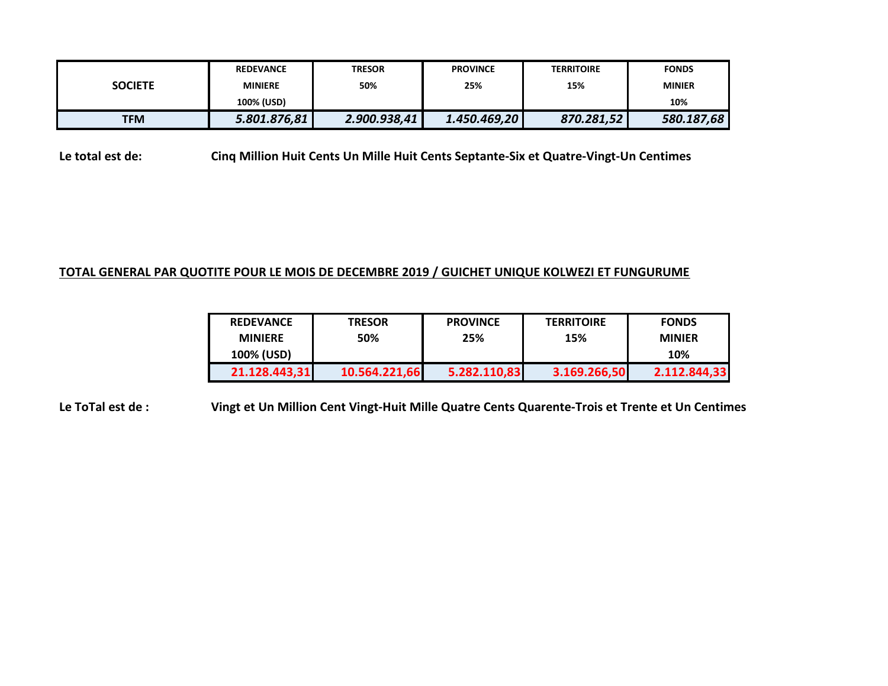| SOCIETE | REDEVANCE MINIERE 100% (USD) | TRESOR 50% | PROVINCE 25% | TERRITOIRE 15% | FONDS MINIER 10% |
|---|---|---|---|---|---|
| TFM | *5.801.876,81* | *2.900.938,41* | *1.450.469,20* | *870.281,52* | *580.187,68* |

**Le total est de:** **Cinq Million Huit Cents Un Mille Huit Cents Septante-Six et Quatre-Vingt-Un Centimes**

**TOTAL GENERAL PAR QUOTITE POUR LE MOIS DE DECEMBRE 2019 / GUICHET UNIQUE KOLWEZI ET FUNGURUME**

| REDEVANCE MINIERE 100% (USD) | TRESOR 50% | PROVINCE 25% | TERRITOIRE 15% | FONDS MINIER 10% |
|---|---|---|---|---|
| 21.128.443,31 | 10.564.221,66 | 5.282.110,83 | 3.169.266,50 | 2.112.844,33 |

**Le ToTal est de :** **Vingt et Un Million Cent Vingt-Huit Mille Quatre Cents Quarente-Trois et Trente et Un Centimes**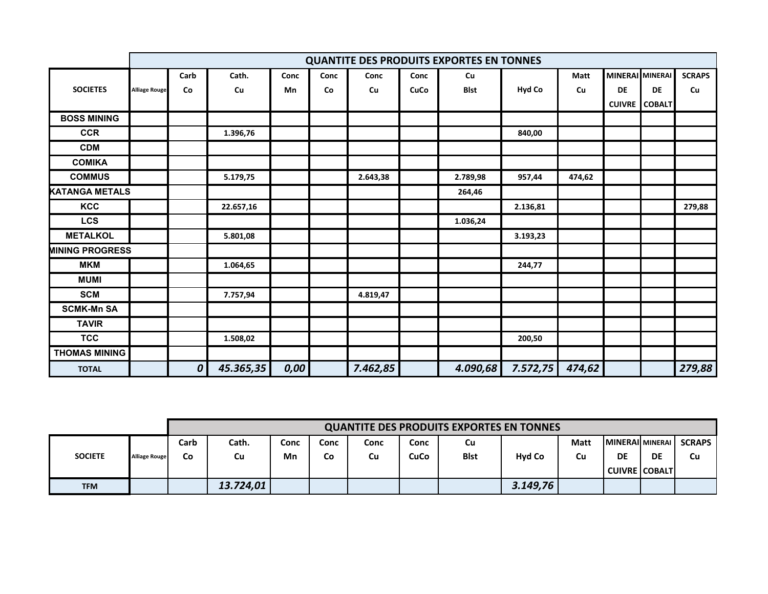| SOCIETES | Alliage Rouge | Carb Co | Cath. Cu | Conc Mn | Conc Co | Conc Cu | Conc CuCo | Cu Blst | Hyd Co | Matt Cu | MINERAI DE CUIVRE | MINERAI DE COBALT | SCRAPS Cu |
|---|---|---|---|---|---|---|---|---|---|---|---|---|---|
| | QUANTITE DES PRODUITS EXPORTES EN TONNES | | | | | | | | | | | | |
| BOSS MINING | | | | | | | | | | | | | |
| CCR | | | 1.396,76 | | | | | | 840,00 | | | | |
| CDM | | | | | | | | | | | | | |
| COMIKA | | | | | | | | | | | | | |
| COMMUS | | | 5.179,75 | | | 2.643,38 | | 2.789,98 | 957,44 | 474,62 | | | |
| KATANGA METALS | | | | | | | | 264,46 | | | | | |
| KCC | | | 22.657,16 | | | | | | 2.136,81 | | | | 279,88 |
| LCS | | | | | | | | 1.036,24 | | | | | |
| METALKOL | | | 5.801,08 | | | | | | 3.193,23 | | | | |
| MINING PROGRESS | | | | | | | | | | | | | |
| MKM | | | 1.064,65 | | | | | | 244,77 | | | | |
| MUMI | | | | | | | | | | | | | |
| SCM | | | 7.757,94 | | | 4.819,47 | | | | | | | |
| SCMK-Mn SA | | | | | | | | | | | | | |
| TAVIR | | | | | | | | | | | | | |
| TCC | | | 1.508,02 | | | | | | 200,50 | | | | |
| THOMAS MINING | | | | | | | | | | | | | |
| **TOTAL** | | ***0*** | ***45.365,35*** | ***0,00*** | | ***7.462,85*** | | ***4.090,68*** | ***7.572,75*** | ***474,62*** | | | ***279,88*** |

| SOCIETE | Alliage Rouge | Carb Co | Cath. Cu | Conc Mn | Conc Co | Conc Cu | Conc CuCo | Cu Blst | Hyd Co | Matt Cu | MINERAI DE CUIVRE | MINERAI DE COBALT | SCRAPS Cu |
|---|---|---|---|---|---|---|---|---|---|---|---|---|---|
| | | QUANTITE DES PRODUITS EXPORTES EN TONNES | | | | | | | | | | | |
| TFM | | | ***13.724,01*** | | | | | | ***3.149,76*** | | | | |